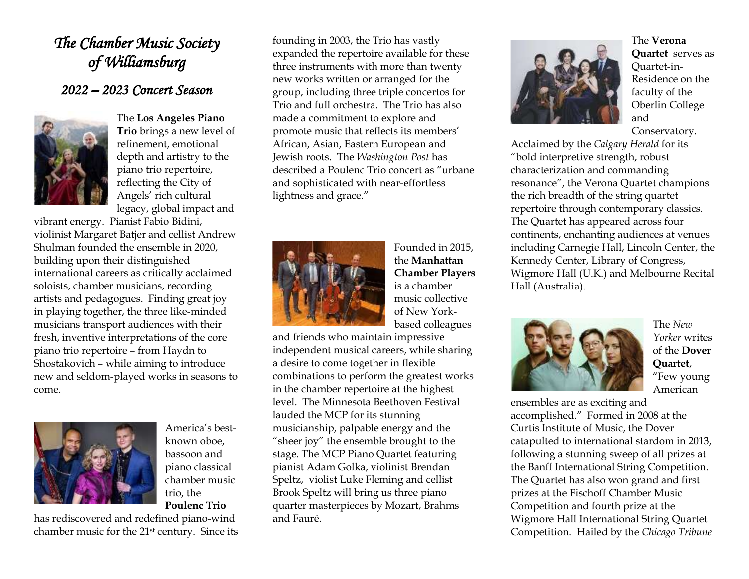# *The Chamber Music Society of Williamsburg*

## *2022 – 2023 Concert Season*

The **Los Angeles Piano Trio** brings a new level of refinement, emotional depth and artistry to the piano trio repertoire, reflecting the City of Angels' rich cultural legacy, global impact and vibrant energy. Pianist Fabio Bidini, violinist Margaret Batjer and cellist Andrew Shulman founded the ensemble in 2020, building upon their distinguished international careers as critically acclaimed soloists, chamber musicians, recording artists and pedagogues. Finding great joy in playing together, the three like-minded musicians transport audiences with their fresh, inventive interpretations of the core piano trio repertoire – from Haydn to Shostakovich – while aiming to introduce new and seldom-played works in seasons to come.

America's best-known oboe, bassoon and piano classical chamber music trio, the **Poulenc Trio** has rediscovered and redefined piano-wind chamber music for the 21st century. Since its founding in 2003, the Trio has vastly expanded the repertoire available for these three instruments with more than twenty new works written or arranged for the group, including three triple concertos for Trio and full orchestra. The Trio has also made a commitment to explore and promote music that reflects its members' African, Asian, Eastern European and Jewish roots. The *Washington Post* has described a Poulenc Trio concert as "urbane and sophisticated with near-effortless lightness and grace."

Founded in 2015, the **Manhattan Chamber Players** is a chamber music collective of New York-based colleagues and friends who maintain impressive independent musical careers, while sharing a desire to come together in flexible combinations to perform the greatest works in the chamber repertoire at the highest level. The Minnesota Beethoven Festival lauded the MCP for its stunning musicianship, palpable energy and the "sheer joy" the ensemble brought to the stage. The MCP Piano Quartet featuring pianist Adam Golka, violinist Brendan Speltz, violist Luke Fleming and cellist Brook Speltz will bring us three piano quarter masterpieces by Mozart, Brahms and Fauré.

The **Verona Quartet** serves as Quartet-in-Residence on the faculty of the Oberlin College and Conservatory. Acclaimed by the *Calgary Herald* for its "bold interpretive strength, robust characterization and commanding resonance", the Verona Quartet champions the rich breadth of the string quartet repertoire through contemporary classics. The Quartet has appeared across four continents, enchanting audiences at venues including Carnegie Hall, Lincoln Center, the Kennedy Center, Library of Congress, Wigmore Hall (U.K.) and Melbourne Recital Hall (Australia).

The *New Yorker* writes of the **Dover Quartet**, "Few young American ensembles are as exciting and accomplished." Formed in 2008 at the Curtis Institute of Music, the Dover catapulted to international stardom in 2013, following a stunning sweep of all prizes at the Banff International String Competition. The Quartet has also won grand and first prizes at the Fischoff Chamber Music Competition and fourth prize at the Wigmore Hall International String Quartet Competition. Hailed by the *Chicago Tribune*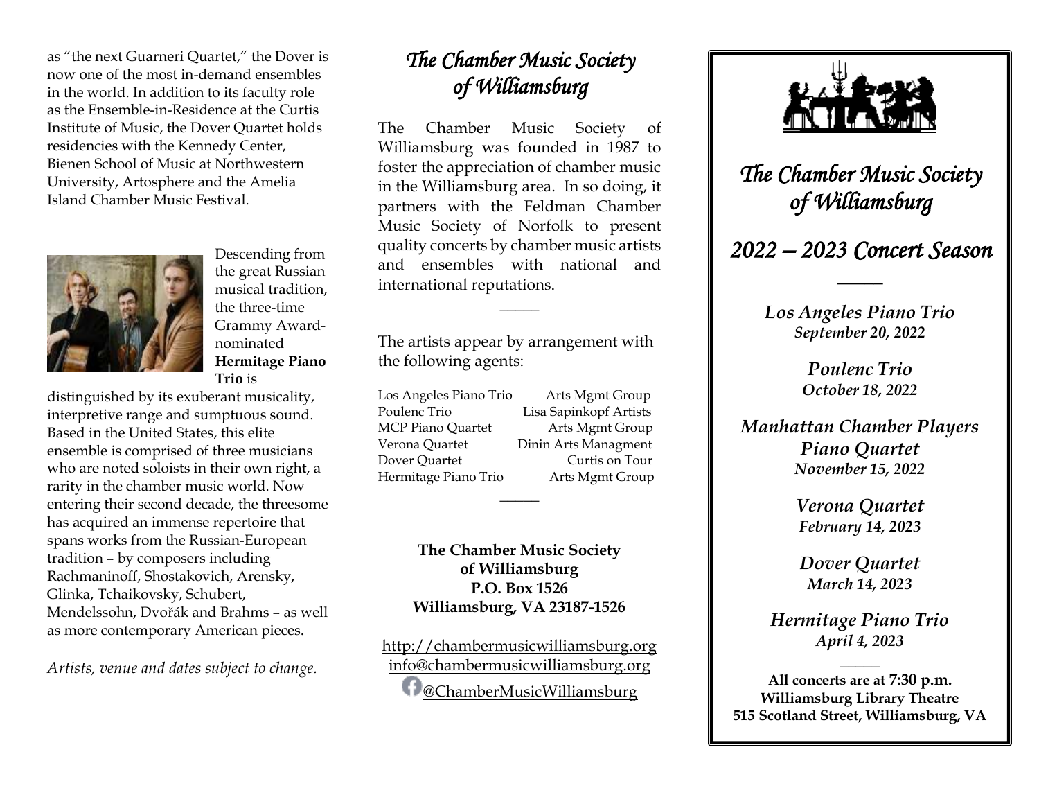as "the next Guarneri Quartet," the Dover is now one of the most in-demand ensembles in the world. In addition to its faculty role as the Ensemble-in-Residence at the Curtis Institute of Music, the Dover Quartet holds residencies with the Kennedy Center, Bienen School of Music at Northwestern University, Artosphere and the Amelia Island Chamber Music Festival.

Descending from the great Russian musical tradition, the three-time Grammy Award-nominated **Hermitage Piano Trio** is distinguished by its exuberant musicality, interpretive range and sumptuous sound. Based in the United States, this elite ensemble is comprised of three musicians who are noted soloists in their own right, a rarity in the chamber music world. Now entering their second decade, the threesome has acquired an immense repertoire that spans works from the Russian-European tradition – by composers including Rachmaninoff, Shostakovich, Arensky, Glinka, Tchaikovsky, Schubert, Mendelssohn, Dvořák and Brahms – as well as more contemporary American pieces.

*Artists, venue and dates subject to change.*

# *The Chamber Music Society of Williamsburg*

The Chamber Music Society of Williamsburg was founded in 1987 to foster the appreciation of chamber music in the Williamsburg area. In so doing, it partners with the Feldman Chamber Music Society of Norfolk to present quality concerts by chamber music artists and ensembles with national and international reputations.

---

The artists appear by arrangement with the following agents:

| | |
|---|---|
| Los Angeles Piano Trio | Arts Mgmt Group |
| Poulenc Trio | Lisa Sapinkopf Artists |
| MCP Piano Quartet | Arts Mgmt Group |
| Verona Quartet | Dinin Arts Managment |
| Dover Quartet | Curtis on Tour |
| Hermitage Piano Trio | Arts Mgmt Group |

---

**The Chamber Music Society of Williamsburg**
**P.O. Box 1526**
**Williamsburg, VA 23187-1526**

http://chambermusicwilliamsburg.org
info@chambermusicwilliamsburg.org
@ChamberMusicWilliamsburg

# *The Chamber Music Society of Williamsburg*

## *2022 – 2023 Concert Season*

---

***Los Angeles Piano Trio***
***September 20, 2022***

***Poulenc Trio***
***October 18, 2022***

***Manhattan Chamber Players Piano Quartet***
***November 15, 2022***

***Verona Quartet***
***February 14, 2023***

***Dover Quartet***
***March 14, 2023***

***Hermitage Piano Trio***
***April 4, 2023***

---

**All concerts are at 7:30 p.m.**
**Williamsburg Library Theatre**
**515 Scotland Street, Williamsburg, VA**